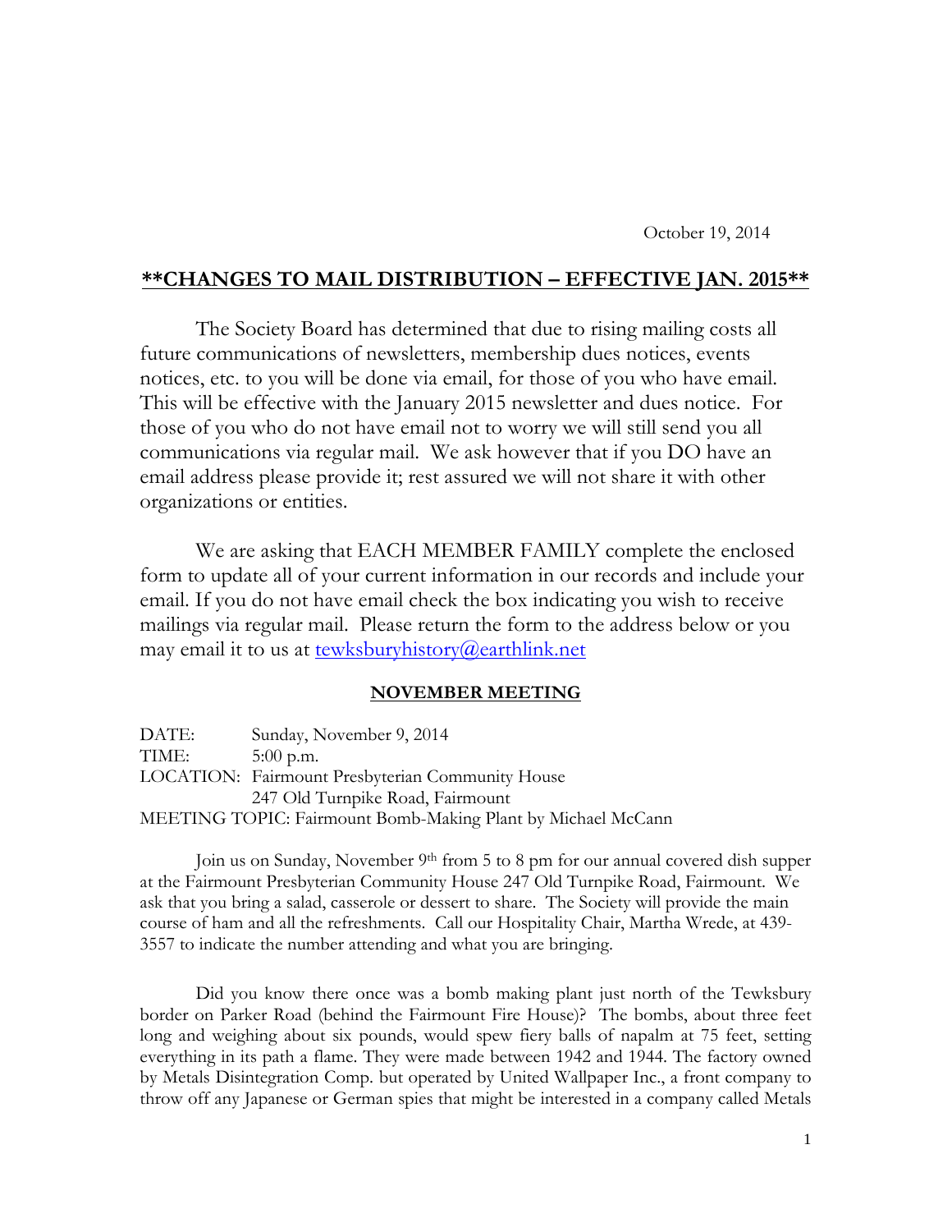October 19, 2014

## **\*\*CHANGES TO MAIL DISTRIBUTION – EFFECTIVE JAN. 2015\*\***

The Society Board has determined that due to rising mailing costs all future communications of newsletters, membership dues notices, events notices, etc. to you will be done via email, for those of you who have email. This will be effective with the January 2015 newsletter and dues notice. For those of you who do not have email not to worry we will still send you all communications via regular mail. We ask however that if you DO have an email address please provide it; rest assured we will not share it with other organizations or entities.

We are asking that EACH MEMBER FAMILY complete the enclosed form to update all of your current information in our records and include your email. If you do not have email check the box indicating you wish to receive mailings via regular mail. Please return the form to the address below or you may email it to us at tewksburyhistory@earthlink.net

## **NOVEMBER MEETING**

DATE: Sunday, November 9, 2014
TIME: 5:00 p.m.
LOCATION: Fairmount Presbyterian Community House
247 Old Turnpike Road, Fairmount
MEETING TOPIC: Fairmount Bomb-Making Plant by Michael McCann

Join us on Sunday, November 9th from 5 to 8 pm for our annual covered dish supper at the Fairmount Presbyterian Community House 247 Old Turnpike Road, Fairmount. We ask that you bring a salad, casserole or dessert to share. The Society will provide the main course of ham and all the refreshments. Call our Hospitality Chair, Martha Wrede, at 439-3557 to indicate the number attending and what you are bringing.

Did you know there once was a bomb making plant just north of the Tewksbury border on Parker Road (behind the Fairmount Fire House)? The bombs, about three feet long and weighing about six pounds, would spew fiery balls of napalm at 75 feet, setting everything in its path a flame. They were made between 1942 and 1944. The factory owned by Metals Disintegration Comp. but operated by United Wallpaper Inc., a front company to throw off any Japanese or German spies that might be interested in a company called Metals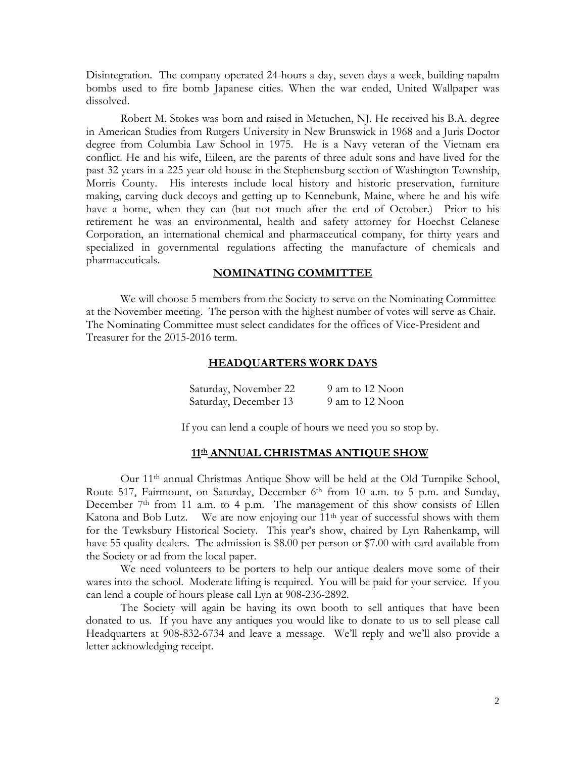Disintegration. The company operated 24-hours a day, seven days a week, building napalm bombs used to fire bomb Japanese cities. When the war ended, United Wallpaper was dissolved.

Robert M. Stokes was born and raised in Metuchen, NJ. He received his B.A. degree in American Studies from Rutgers University in New Brunswick in 1968 and a Juris Doctor degree from Columbia Law School in 1975. He is a Navy veteran of the Vietnam era conflict. He and his wife, Eileen, are the parents of three adult sons and have lived for the past 32 years in a 225 year old house in the Stephensburg section of Washington Township, Morris County. His interests include local history and historic preservation, furniture making, carving duck decoys and getting up to Kennebunk, Maine, where he and his wife have a home, when they can (but not much after the end of October.) Prior to his retirement he was an environmental, health and safety attorney for Hoechst Celanese Corporation, an international chemical and pharmaceutical company, for thirty years and specialized in governmental regulations affecting the manufacture of chemicals and pharmaceuticals.

## NOMINATING COMMITTEE

We will choose 5 members from the Society to serve on the Nominating Committee at the November meeting. The person with the highest number of votes will serve as Chair. The Nominating Committee must select candidates for the offices of Vice-President and Treasurer for the 2015-2016 term.

## HEADQUARTERS WORK DAYS

| | |
|---|---|
| Saturday, November 22 | 9 am to 12 Noon |
| Saturday, December 13 | 9 am to 12 Noon |

If you can lend a couple of hours we need you so stop by.

## 11th ANNUAL CHRISTMAS ANTIQUE SHOW

Our 11th annual Christmas Antique Show will be held at the Old Turnpike School, Route 517, Fairmount, on Saturday, December 6th from 10 a.m. to 5 p.m. and Sunday, December 7th from 11 a.m. to 4 p.m. The management of this show consists of Ellen Katona and Bob Lutz. We are now enjoying our 11th year of successful shows with them for the Tewksbury Historical Society. This year's show, chaired by Lyn Rahenkamp, will have 55 quality dealers. The admission is $8.00 per person or $7.00 with card available from the Society or ad from the local paper.

We need volunteers to be porters to help our antique dealers move some of their wares into the school. Moderate lifting is required. You will be paid for your service. If you can lend a couple of hours please call Lyn at 908-236-2892.

The Society will again be having its own booth to sell antiques that have been donated to us. If you have any antiques you would like to donate to us to sell please call Headquarters at 908-832-6734 and leave a message. We'll reply and we'll also provide a letter acknowledging receipt.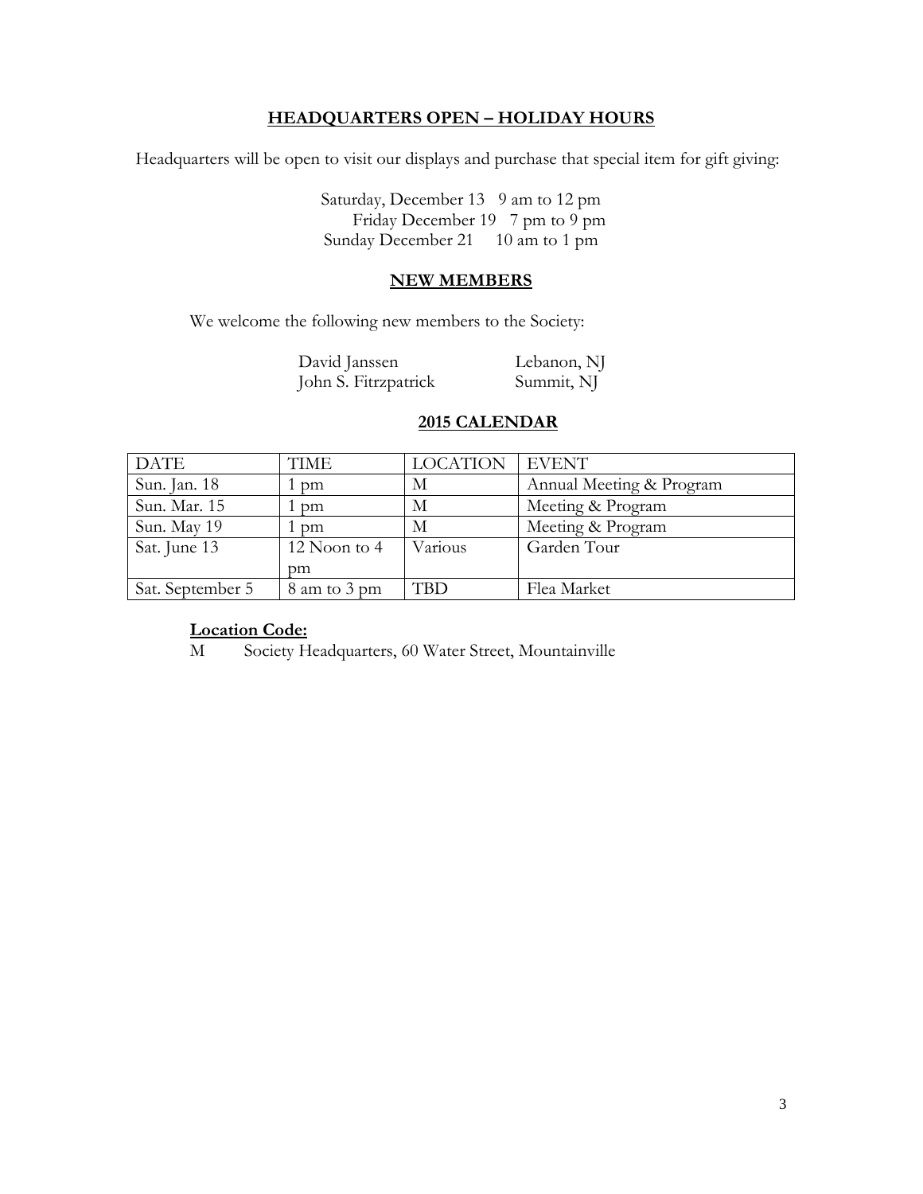## HEADQUARTERS OPEN – HOLIDAY HOURS

Headquarters will be open to visit our displays and purchase that special item for gift giving:

Saturday, December 13 9 am to 12 pm
Friday December 19 7 pm to 9 pm
Sunday December 21 10 am to 1 pm

## NEW MEMBERS

We welcome the following new members to the Society:

| | |
|---|---|
| David Janssen | Lebanon, NJ |
| John S. Fitrzpatrick | Summit, NJ |

## 2015 CALENDAR

| DATE | TIME | LOCATION | EVENT |
|---|---|---|---|
| Sun. Jan. 18 | 1 pm | M | Annual Meeting & Program |
| Sun. Mar. 15 | 1 pm | M | Meeting & Program |
| Sun. May 19 | 1 pm | M | Meeting & Program |
| Sat. June 13 | 12 Noon to 4 pm | Various | Garden Tour |
| Sat. September 5 | 8 am to 3 pm | TBD | Flea Market |

**Location Code:**

M Society Headquarters, 60 Water Street, Mountainville